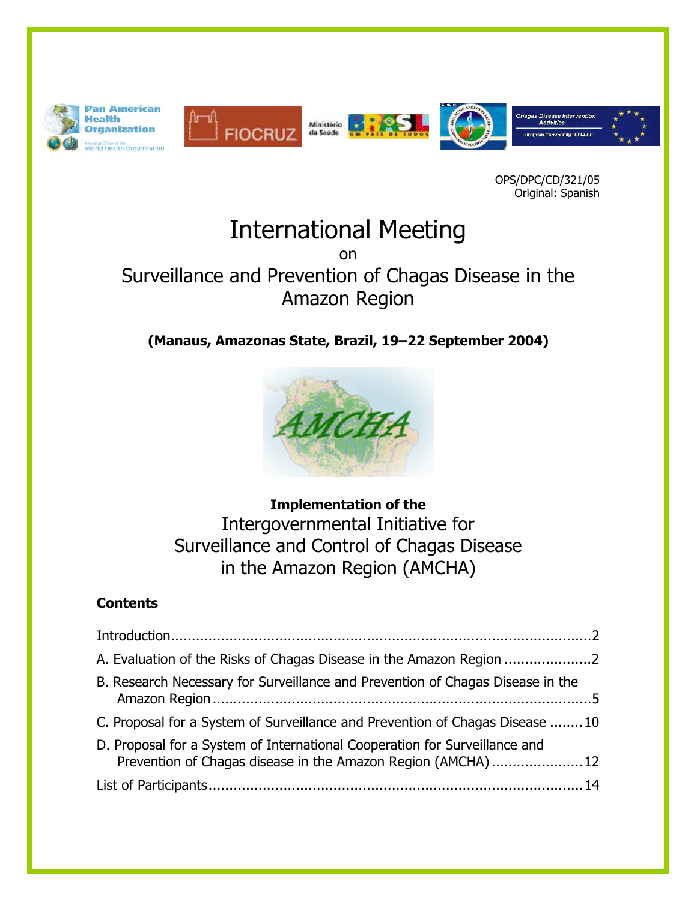OPS/DPC/CD/321/05
Original: Spanish

# International Meeting

on

# Surveillance and Prevention of Chagas Disease in the Amazon Region

**(Manaus, Amazonas State, Brazil, 19–22 September 2004)**

**Implementation of the**

## Intergovernmental Initiative for Surveillance and Control of Chagas Disease in the Amazon Region (AMCHA)

**Contents**

Introduction....................................................................................................2

A. Evaluation of the Risks of Chagas Disease in the Amazon Region .....................2

B. Research Necessary for Surveillance and Prevention of Chagas Disease in the Amazon Region ..........................................................................................5

C. Proposal for a System of Surveillance and Prevention of Chagas Disease ........10

D. Proposal for a System of International Cooperation for Surveillance and Prevention of Chagas disease in the Amazon Region (AMCHA) ......................12

List of Participants.........................................................................................14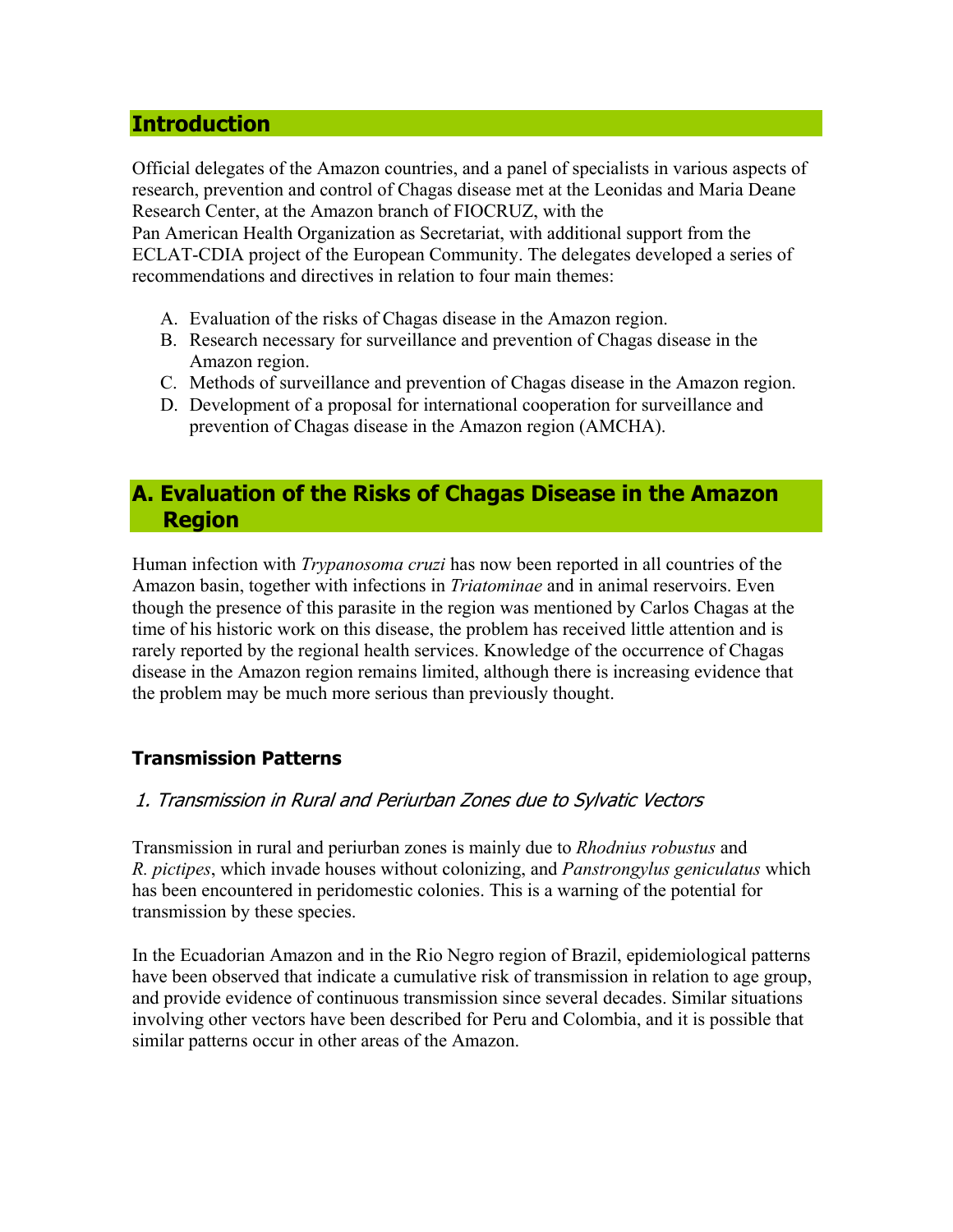## Introduction

Official delegates of the Amazon countries, and a panel of specialists in various aspects of research, prevention and control of Chagas disease met at the Leonidas and Maria Deane Research Center, at the Amazon branch of FIOCRUZ, with the Pan American Health Organization as Secretariat, with additional support from the ECLAT-CDIA project of the European Community. The delegates developed a series of recommendations and directives in relation to four main themes:

A. Evaluation of the risks of Chagas disease in the Amazon region.
B. Research necessary for surveillance and prevention of Chagas disease in the Amazon region.
C. Methods of surveillance and prevention of Chagas disease in the Amazon region.
D. Development of a proposal for international cooperation for surveillance and prevention of Chagas disease in the Amazon region (AMCHA).

## A. Evaluation of the Risks of Chagas Disease in the Amazon Region

Human infection with *Trypanosoma cruzi* has now been reported in all countries of the Amazon basin, together with infections in *Triatominae* and in animal reservoirs. Even though the presence of this parasite in the region was mentioned by Carlos Chagas at the time of his historic work on this disease, the problem has received little attention and is rarely reported by the regional health services. Knowledge of the occurrence of Chagas disease in the Amazon region remains limited, although there is increasing evidence that the problem may be much more serious than previously thought.

### Transmission Patterns

#### *1. Transmission in Rural and Periurban Zones due to Sylvatic Vectors*

Transmission in rural and periurban zones is mainly due to *Rhodnius robustus* and *R. pictipes*, which invade houses without colonizing, and *Panstrongylus geniculatus* which has been encountered in peridomestic colonies. This is a warning of the potential for transmission by these species.

In the Ecuadorian Amazon and in the Rio Negro region of Brazil, epidemiological patterns have been observed that indicate a cumulative risk of transmission in relation to age group, and provide evidence of continuous transmission since several decades. Similar situations involving other vectors have been described for Peru and Colombia, and it is possible that similar patterns occur in other areas of the Amazon.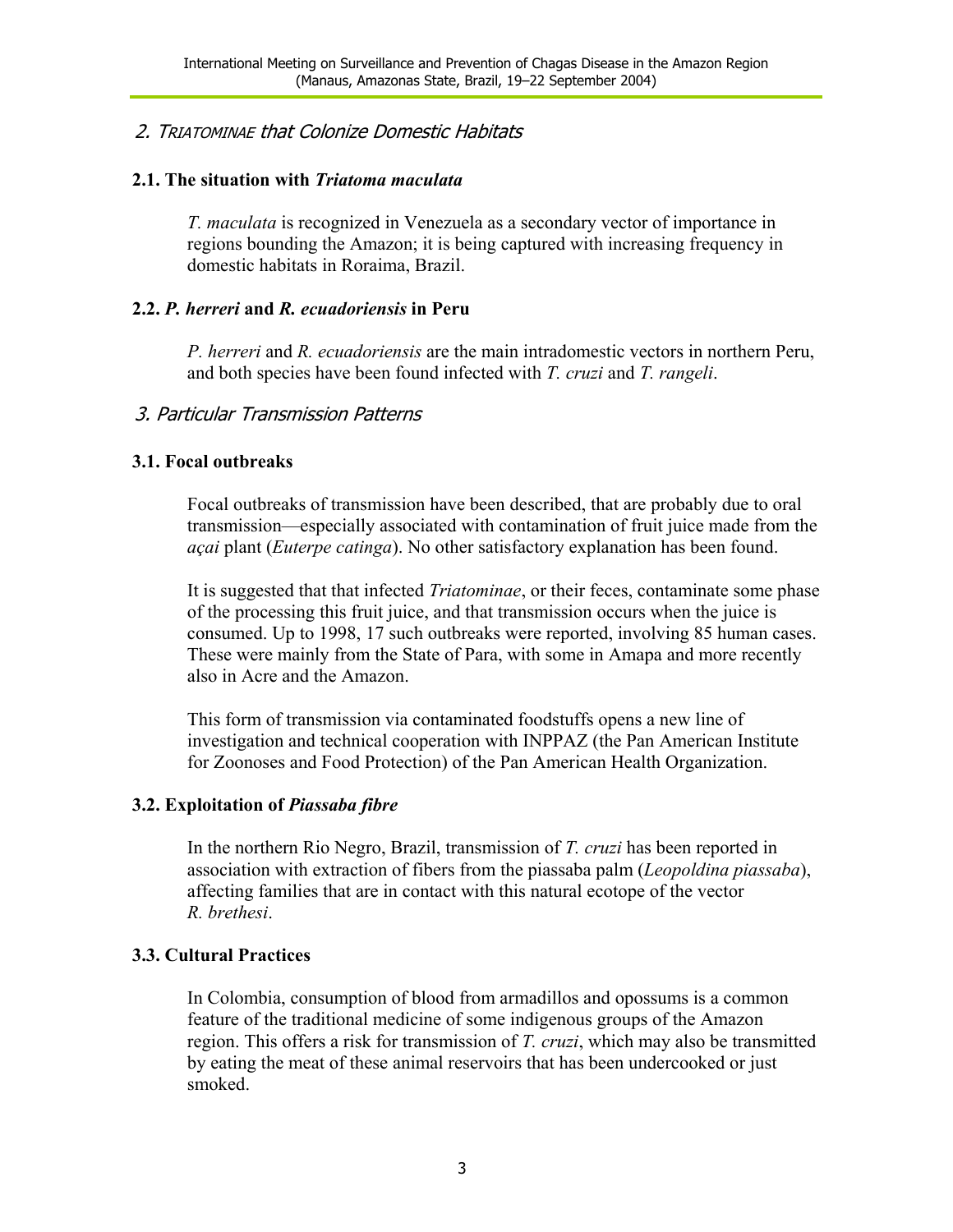## 2. *Triatominae* that Colonize Domestic Habitats

### 2.1. The situation with *Triatoma maculata*

*T. maculata* is recognized in Venezuela as a secondary vector of importance in regions bounding the Amazon; it is being captured with increasing frequency in domestic habitats in Roraima, Brazil.

### 2.2. *P. herreri* and *R. ecuadoriensis* in Peru

*P. herreri* and *R. ecuadoriensis* are the main intradomestic vectors in northern Peru, and both species have been found infected with *T. cruzi* and *T. rangeli*.

## 3. Particular Transmission Patterns

### 3.1. Focal outbreaks

Focal outbreaks of transmission have been described, that are probably due to oral transmission—especially associated with contamination of fruit juice made from the *açai* plant (*Euterpe catinga*). No other satisfactory explanation has been found.

It is suggested that that infected *Triatominae*, or their feces, contaminate some phase of the processing this fruit juice, and that transmission occurs when the juice is consumed. Up to 1998, 17 such outbreaks were reported, involving 85 human cases. These were mainly from the State of Para, with some in Amapa and more recently also in Acre and the Amazon.

This form of transmission via contaminated foodstuffs opens a new line of investigation and technical cooperation with INPPAZ (the Pan American Institute for Zoonoses and Food Protection) of the Pan American Health Organization.

### 3.2. Exploitation of *Piassaba fibre*

In the northern Rio Negro, Brazil, transmission of *T. cruzi* has been reported in association with extraction of fibers from the piassaba palm (*Leopoldina piassaba*), affecting families that are in contact with this natural ecotope of the vector *R. brethesi*.

### 3.3. Cultural Practices

In Colombia, consumption of blood from armadillos and opossums is a common feature of the traditional medicine of some indigenous groups of the Amazon region. This offers a risk for transmission of *T. cruzi*, which may also be transmitted by eating the meat of these animal reservoirs that has been undercooked or just smoked.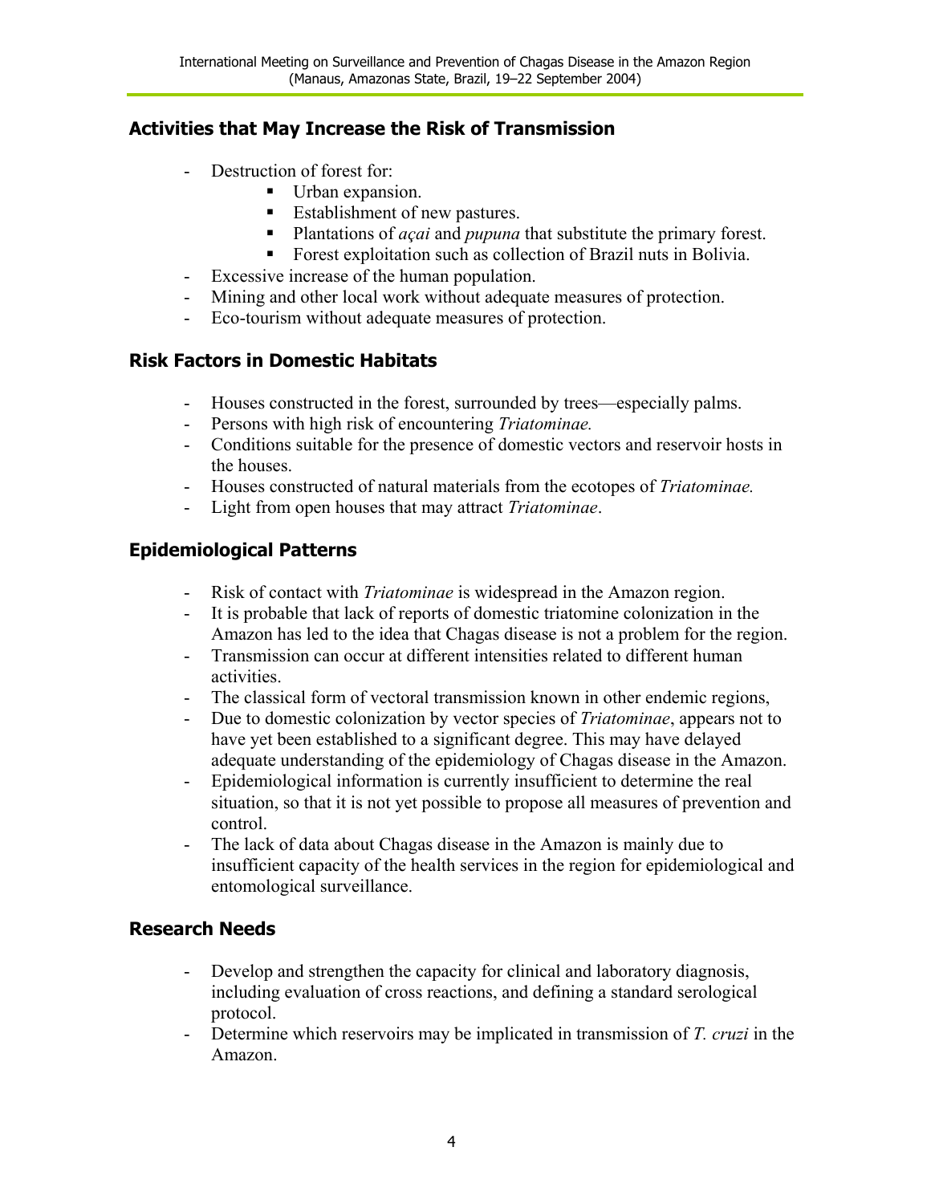## Activities that May Increase the Risk of Transmission

- Destruction of forest for:
    - Urban expansion.
    - Establishment of new pastures.
    - Plantations of *açai* and *pupuna* that substitute the primary forest.
    - Forest exploitation such as collection of Brazil nuts in Bolivia.
- Excessive increase of the human population.
- Mining and other local work without adequate measures of protection.
- Eco-tourism without adequate measures of protection.

## Risk Factors in Domestic Habitats

- Houses constructed in the forest, surrounded by trees—especially palms.
- Persons with high risk of encountering *Triatominae.*
- Conditions suitable for the presence of domestic vectors and reservoir hosts in the houses.
- Houses constructed of natural materials from the ecotopes of *Triatominae.*
- Light from open houses that may attract *Triatominae*.

## Epidemiological Patterns

- Risk of contact with *Triatominae* is widespread in the Amazon region.
- It is probable that lack of reports of domestic triatomine colonization in the Amazon has led to the idea that Chagas disease is not a problem for the region.
- Transmission can occur at different intensities related to different human activities.
- The classical form of vectoral transmission known in other endemic regions,
- Due to domestic colonization by vector species of *Triatominae*, appears not to have yet been established to a significant degree. This may have delayed adequate understanding of the epidemiology of Chagas disease in the Amazon.
- Epidemiological information is currently insufficient to determine the real situation, so that it is not yet possible to propose all measures of prevention and control.
- The lack of data about Chagas disease in the Amazon is mainly due to insufficient capacity of the health services in the region for epidemiological and entomological surveillance.

## Research Needs

- Develop and strengthen the capacity for clinical and laboratory diagnosis, including evaluation of cross reactions, and defining a standard serological protocol.
- Determine which reservoirs may be implicated in transmission of *T. cruzi* in the Amazon.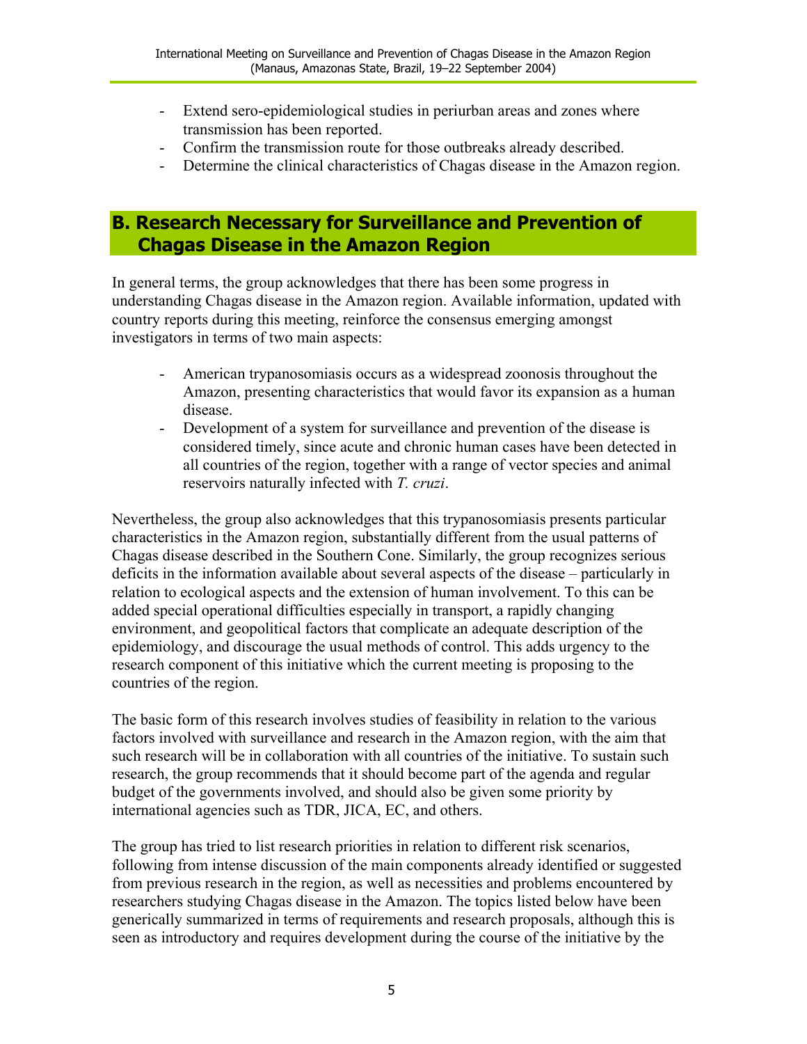- Extend sero-epidemiological studies in periurban areas and zones where transmission has been reported.
- Confirm the transmission route for those outbreaks already described.
- Determine the clinical characteristics of Chagas disease in the Amazon region.

## B. Research Necessary for Surveillance and Prevention of Chagas Disease in the Amazon Region

In general terms, the group acknowledges that there has been some progress in understanding Chagas disease in the Amazon region. Available information, updated with country reports during this meeting, reinforce the consensus emerging amongst investigators in terms of two main aspects:

- American trypanosomiasis occurs as a widespread zoonosis throughout the Amazon, presenting characteristics that would favor its expansion as a human disease.
- Development of a system for surveillance and prevention of the disease is considered timely, since acute and chronic human cases have been detected in all countries of the region, together with a range of vector species and animal reservoirs naturally infected with *T. cruzi*.

Nevertheless, the group also acknowledges that this trypanosomiasis presents particular characteristics in the Amazon region, substantially different from the usual patterns of Chagas disease described in the Southern Cone. Similarly, the group recognizes serious deficits in the information available about several aspects of the disease – particularly in relation to ecological aspects and the extension of human involvement. To this can be added special operational difficulties especially in transport, a rapidly changing environment, and geopolitical factors that complicate an adequate description of the epidemiology, and discourage the usual methods of control. This adds urgency to the research component of this initiative which the current meeting is proposing to the countries of the region.

The basic form of this research involves studies of feasibility in relation to the various factors involved with surveillance and research in the Amazon region, with the aim that such research will be in collaboration with all countries of the initiative. To sustain such research, the group recommends that it should become part of the agenda and regular budget of the governments involved, and should also be given some priority by international agencies such as TDR, JICA, EC, and others.

The group has tried to list research priorities in relation to different risk scenarios, following from intense discussion of the main components already identified or suggested from previous research in the region, as well as necessities and problems encountered by researchers studying Chagas disease in the Amazon. The topics listed below have been generically summarized in terms of requirements and research proposals, although this is seen as introductory and requires development during the course of the initiative by the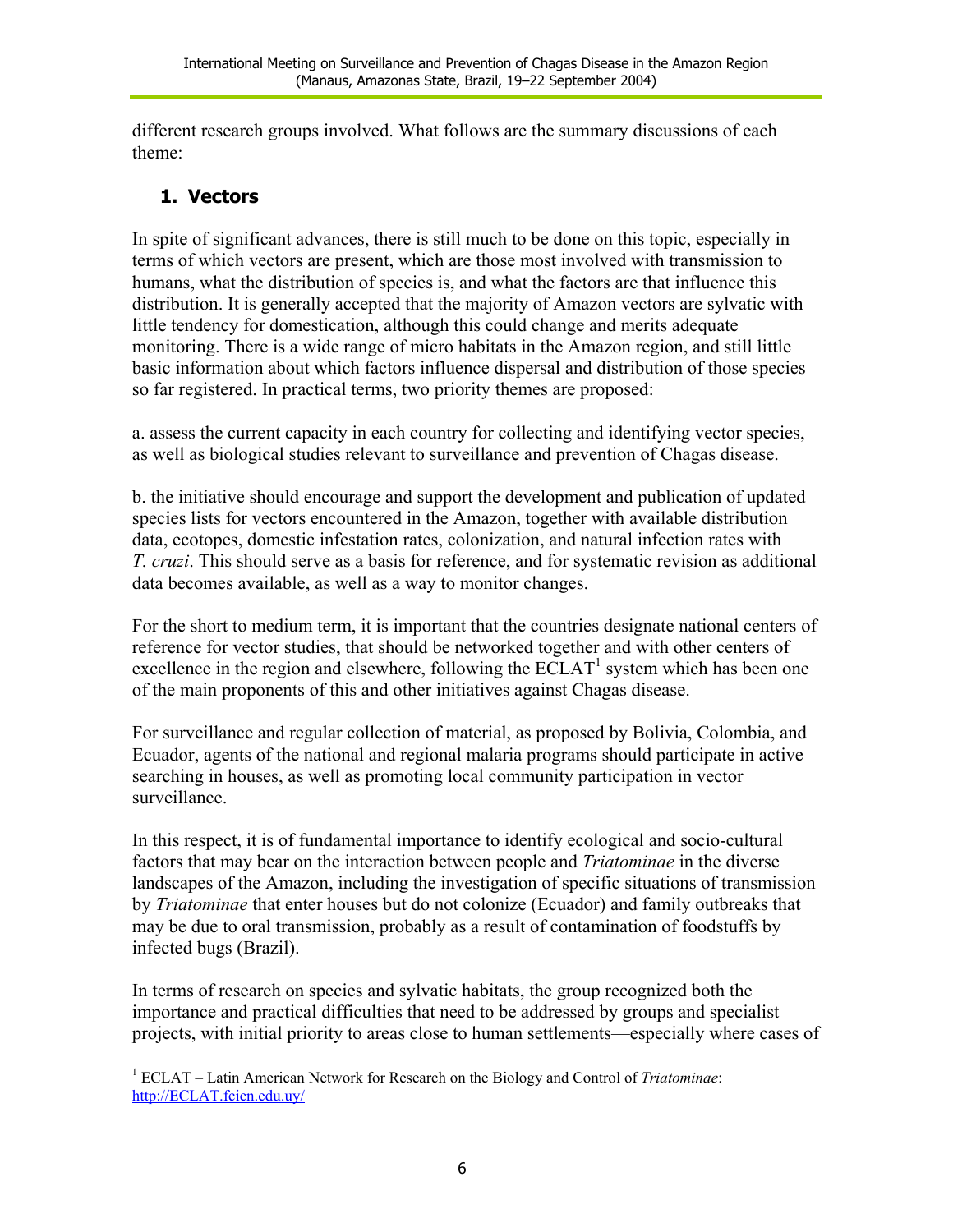different research groups involved. What follows are the summary discussions of each theme:

## 1. Vectors

In spite of significant advances, there is still much to be done on this topic, especially in terms of which vectors are present, which are those most involved with transmission to humans, what the distribution of species is, and what the factors are that influence this distribution. It is generally accepted that the majority of Amazon vectors are sylvatic with little tendency for domestication, although this could change and merits adequate monitoring. There is a wide range of micro habitats in the Amazon region, and still little basic information about which factors influence dispersal and distribution of those species so far registered. In practical terms, two priority themes are proposed:

a. assess the current capacity in each country for collecting and identifying vector species, as well as biological studies relevant to surveillance and prevention of Chagas disease.

b. the initiative should encourage and support the development and publication of updated species lists for vectors encountered in the Amazon, together with available distribution data, ecotopes, domestic infestation rates, colonization, and natural infection rates with *T. cruzi*. This should serve as a basis for reference, and for systematic revision as additional data becomes available, as well as a way to monitor changes.

For the short to medium term, it is important that the countries designate national centers of reference for vector studies, that should be networked together and with other centers of excellence in the region and elsewhere, following the ECLAT[1] system which has been one of the main proponents of this and other initiatives against Chagas disease.

For surveillance and regular collection of material, as proposed by Bolivia, Colombia, and Ecuador, agents of the national and regional malaria programs should participate in active searching in houses, as well as promoting local community participation in vector surveillance.

In this respect, it is of fundamental importance to identify ecological and socio-cultural factors that may bear on the interaction between people and *Triatominae* in the diverse landscapes of the Amazon, including the investigation of specific situations of transmission by *Triatominae* that enter houses but do not colonize (Ecuador) and family outbreaks that may be due to oral transmission, probably as a result of contamination of foodstuffs by infected bugs (Brazil).

In terms of research on species and sylvatic habitats, the group recognized both the importance and practical difficulties that need to be addressed by groups and specialist projects, with initial priority to areas close to human settlements—especially where cases of

[1] ECLAT – Latin American Network for Research on the Biology and Control of *Triatominae*: http://ECLAT.fcien.edu.uy/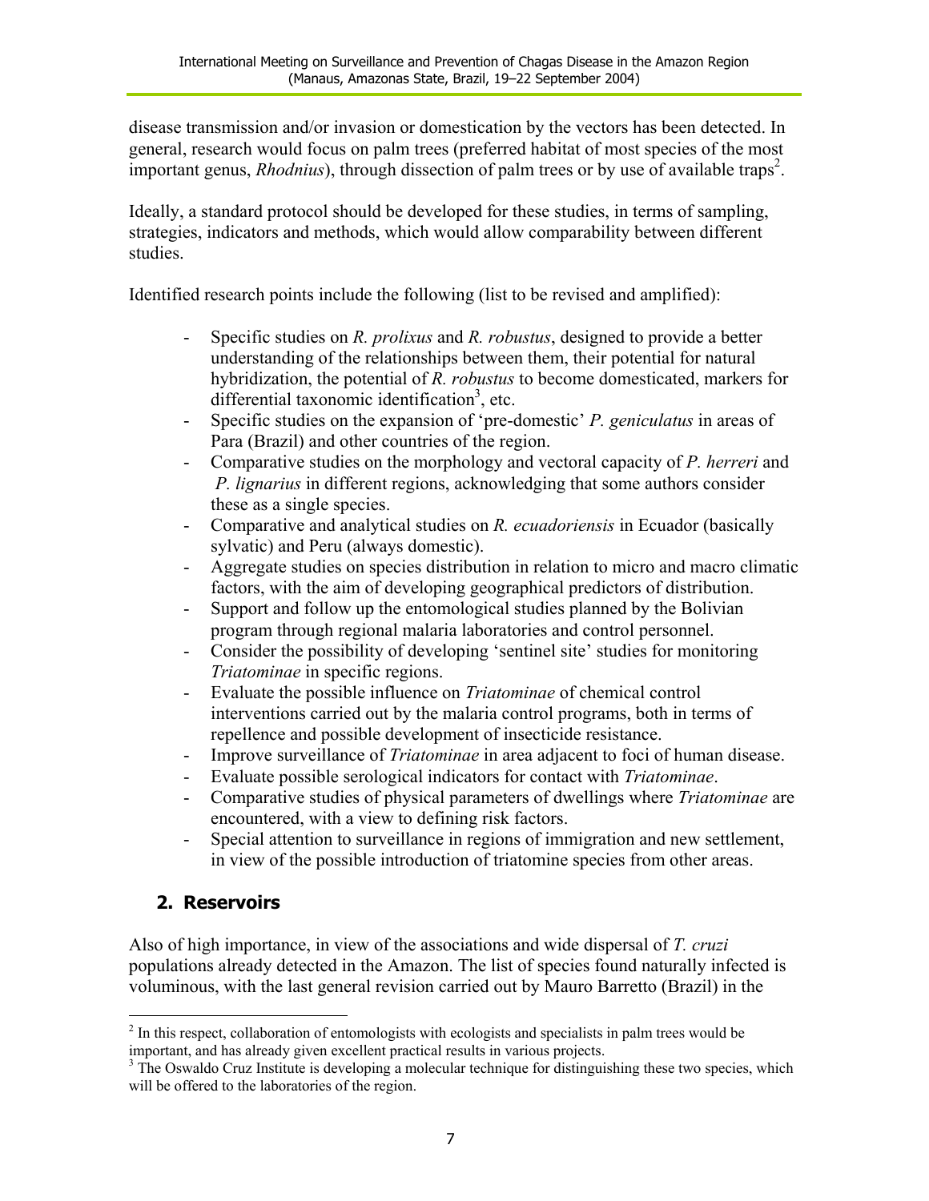disease transmission and/or invasion or domestication by the vectors has been detected. In general, research would focus on palm trees (preferred habitat of most species of the most important genus, *Rhodnius*), through dissection of palm trees or by use of available traps[2].

Ideally, a standard protocol should be developed for these studies, in terms of sampling, strategies, indicators and methods, which would allow comparability between different studies.

Identified research points include the following (list to be revised and amplified):

- Specific studies on *R. prolixus* and *R. robustus*, designed to provide a better understanding of the relationships between them, their potential for natural hybridization, the potential of *R. robustus* to become domesticated, markers for differential taxonomic identification[3], etc.
- Specific studies on the expansion of 'pre-domestic' *P. geniculatus* in areas of Para (Brazil) and other countries of the region.
- Comparative studies on the morphology and vectoral capacity of *P. herreri* and *P. lignarius* in different regions, acknowledging that some authors consider these as a single species.
- Comparative and analytical studies on *R. ecuadoriensis* in Ecuador (basically sylvatic) and Peru (always domestic).
- Aggregate studies on species distribution in relation to micro and macro climatic factors, with the aim of developing geographical predictors of distribution.
- Support and follow up the entomological studies planned by the Bolivian program through regional malaria laboratories and control personnel.
- Consider the possibility of developing 'sentinel site' studies for monitoring *Triatominae* in specific regions.
- Evaluate the possible influence on *Triatominae* of chemical control interventions carried out by the malaria control programs, both in terms of repellence and possible development of insecticide resistance.
- Improve surveillance of *Triatominae* in area adjacent to foci of human disease.
- Evaluate possible serological indicators for contact with *Triatominae*.
- Comparative studies of physical parameters of dwellings where *Triatominae* are encountered, with a view to defining risk factors.
- Special attention to surveillance in regions of immigration and new settlement, in view of the possible introduction of triatomine species from other areas.

## 2. Reservoirs

Also of high importance, in view of the associations and wide dispersal of *T. cruzi* populations already detected in the Amazon. The list of species found naturally infected is voluminous, with the last general revision carried out by Mauro Barretto (Brazil) in the

[2] In this respect, collaboration of entomologists with ecologists and specialists in palm trees would be important, and has already given excellent practical results in various projects.

[3] The Oswaldo Cruz Institute is developing a molecular technique for distinguishing these two species, which will be offered to the laboratories of the region.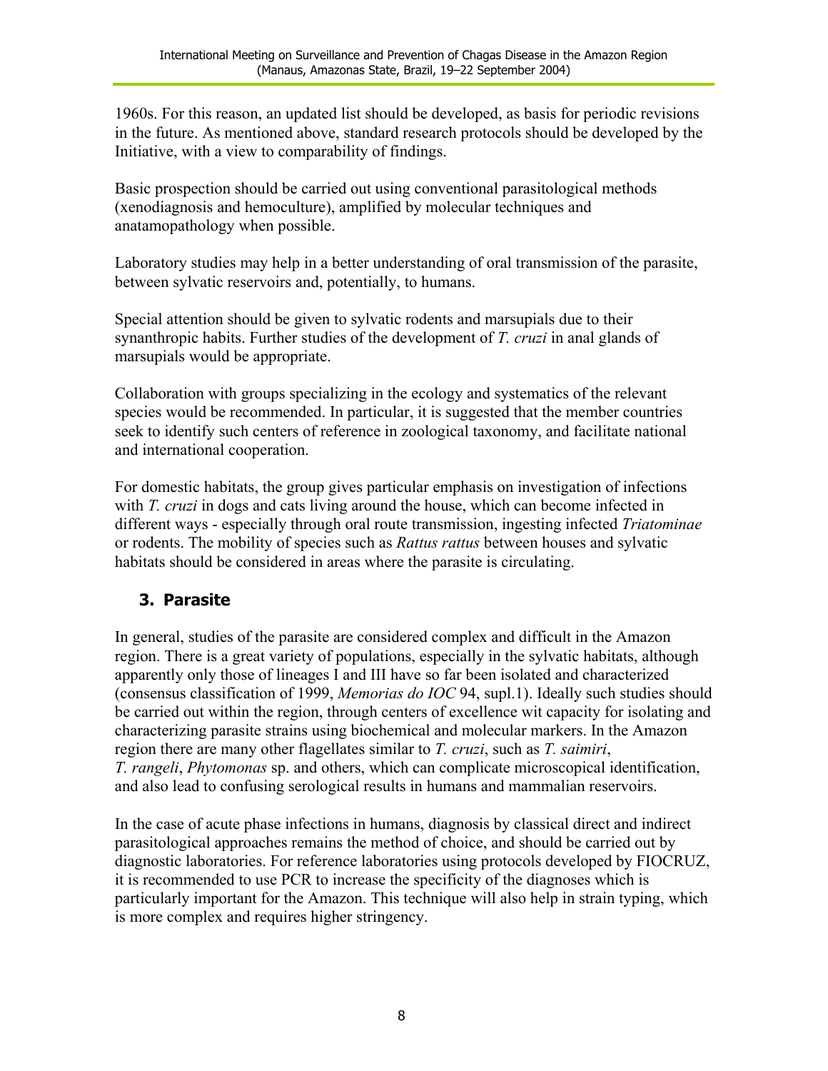1960s. For this reason, an updated list should be developed, as basis for periodic revisions in the future. As mentioned above, standard research protocols should be developed by the Initiative, with a view to comparability of findings.

Basic prospection should be carried out using conventional parasitological methods (xenodiagnosis and hemoculture), amplified by molecular techniques and anatamopathology when possible.

Laboratory studies may help in a better understanding of oral transmission of the parasite, between sylvatic reservoirs and, potentially, to humans.

Special attention should be given to sylvatic rodents and marsupials due to their synanthropic habits. Further studies of the development of *T. cruzi* in anal glands of marsupials would be appropriate.

Collaboration with groups specializing in the ecology and systematics of the relevant species would be recommended. In particular, it is suggested that the member countries seek to identify such centers of reference in zoological taxonomy, and facilitate national and international cooperation.

For domestic habitats, the group gives particular emphasis on investigation of infections with *T. cruzi* in dogs and cats living around the house, which can become infected in different ways - especially through oral route transmission, ingesting infected *Triatominae* or rodents. The mobility of species such as *Rattus rattus* between houses and sylvatic habitats should be considered in areas where the parasite is circulating.

## 3. Parasite

In general, studies of the parasite are considered complex and difficult in the Amazon region. There is a great variety of populations, especially in the sylvatic habitats, although apparently only those of lineages I and III have so far been isolated and characterized (consensus classification of 1999, *Memorias do IOC* 94, supl.1). Ideally such studies should be carried out within the region, through centers of excellence wit capacity for isolating and characterizing parasite strains using biochemical and molecular markers. In the Amazon region there are many other flagellates similar to *T. cruzi*, such as *T. saimiri*, *T. rangeli*, *Phytomonas* sp. and others, which can complicate microscopical identification, and also lead to confusing serological results in humans and mammalian reservoirs.

In the case of acute phase infections in humans, diagnosis by classical direct and indirect parasitological approaches remains the method of choice, and should be carried out by diagnostic laboratories. For reference laboratories using protocols developed by FIOCRUZ, it is recommended to use PCR to increase the specificity of the diagnoses which is particularly important for the Amazon. This technique will also help in strain typing, which is more complex and requires higher stringency.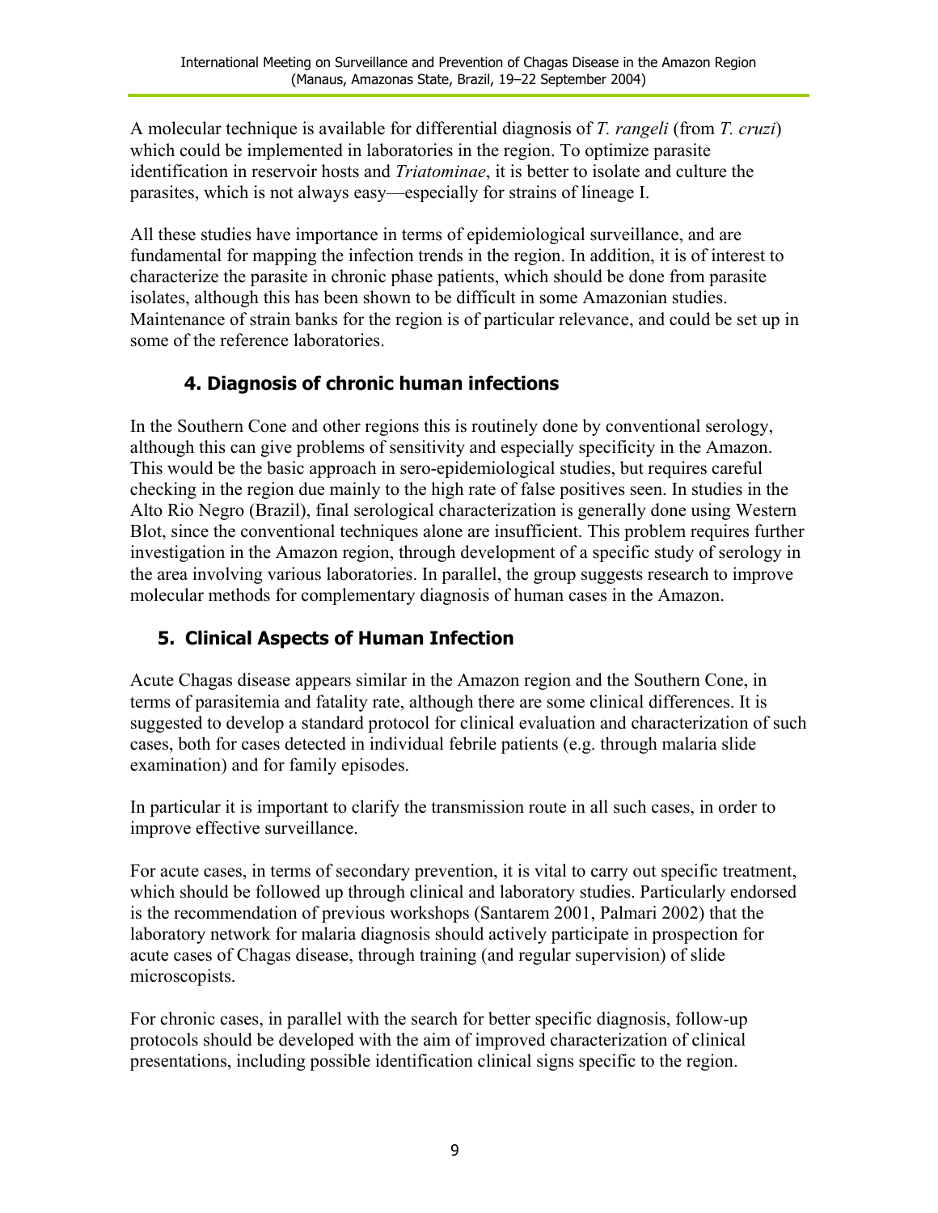A molecular technique is available for differential diagnosis of *T. rangeli* (from *T. cruzi*) which could be implemented in laboratories in the region. To optimize parasite identification in reservoir hosts and *Triatominae*, it is better to isolate and culture the parasites, which is not always easy—especially for strains of lineage I.

All these studies have importance in terms of epidemiological surveillance, and are fundamental for mapping the infection trends in the region. In addition, it is of interest to characterize the parasite in chronic phase patients, which should be done from parasite isolates, although this has been shown to be difficult in some Amazonian studies. Maintenance of strain banks for the region is of particular relevance, and could be set up in some of the reference laboratories.

## 4. Diagnosis of chronic human infections

In the Southern Cone and other regions this is routinely done by conventional serology, although this can give problems of sensitivity and especially specificity in the Amazon. This would be the basic approach in sero-epidemiological studies, but requires careful checking in the region due mainly to the high rate of false positives seen. In studies in the Alto Rio Negro (Brazil), final serological characterization is generally done using Western Blot, since the conventional techniques alone are insufficient. This problem requires further investigation in the Amazon region, through development of a specific study of serology in the area involving various laboratories. In parallel, the group suggests research to improve molecular methods for complementary diagnosis of human cases in the Amazon.

## 5. Clinical Aspects of Human Infection

Acute Chagas disease appears similar in the Amazon region and the Southern Cone, in terms of parasitemia and fatality rate, although there are some clinical differences. It is suggested to develop a standard protocol for clinical evaluation and characterization of such cases, both for cases detected in individual febrile patients (e.g. through malaria slide examination) and for family episodes.

In particular it is important to clarify the transmission route in all such cases, in order to improve effective surveillance.

For acute cases, in terms of secondary prevention, it is vital to carry out specific treatment, which should be followed up through clinical and laboratory studies. Particularly endorsed is the recommendation of previous workshops (Santarem 2001, Palmari 2002) that the laboratory network for malaria diagnosis should actively participate in prospection for acute cases of Chagas disease, through training (and regular supervision) of slide microscopists.

For chronic cases, in parallel with the search for better specific diagnosis, follow-up protocols should be developed with the aim of improved characterization of clinical presentations, including possible identification clinical signs specific to the region.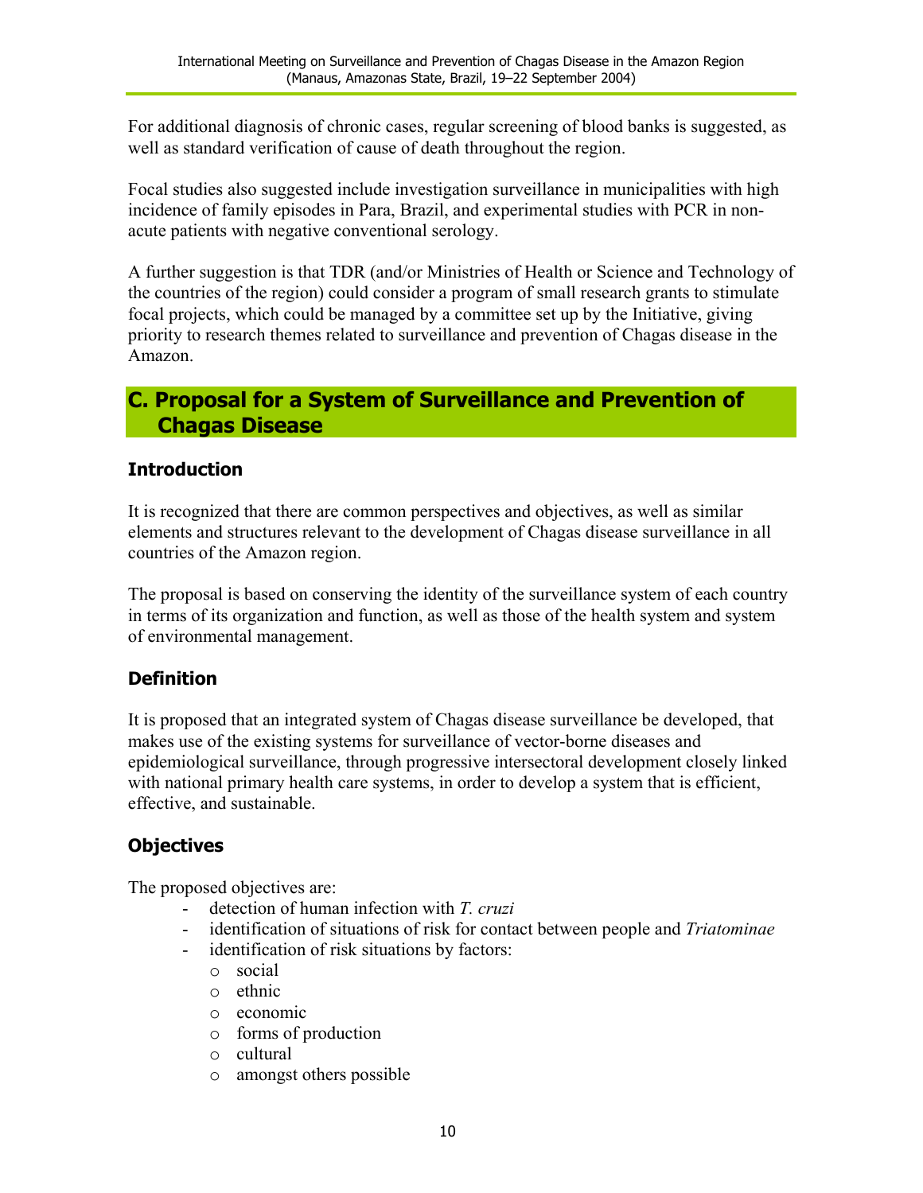For additional diagnosis of chronic cases, regular screening of blood banks is suggested, as well as standard verification of cause of death throughout the region.

Focal studies also suggested include investigation surveillance in municipalities with high incidence of family episodes in Para, Brazil, and experimental studies with PCR in non-acute patients with negative conventional serology.

A further suggestion is that TDR (and/or Ministries of Health or Science and Technology of the countries of the region) could consider a program of small research grants to stimulate focal projects, which could be managed by a committee set up by the Initiative, giving priority to research themes related to surveillance and prevention of Chagas disease in the Amazon.

## C. Proposal for a System of Surveillance and Prevention of Chagas Disease

### Introduction

It is recognized that there are common perspectives and objectives, as well as similar elements and structures relevant to the development of Chagas disease surveillance in all countries of the Amazon region.

The proposal is based on conserving the identity of the surveillance system of each country in terms of its organization and function, as well as those of the health system and system of environmental management.

### Definition

It is proposed that an integrated system of Chagas disease surveillance be developed, that makes use of the existing systems for surveillance of vector-borne diseases and epidemiological surveillance, through progressive intersectoral development closely linked with national primary health care systems, in order to develop a system that is efficient, effective, and sustainable.

### Objectives

The proposed objectives are:

- detection of human infection with *T. cruzi*
- identification of situations of risk for contact between people and *Triatominae*
- identification of risk situations by factors:
  - social
  - ethnic
  - economic
  - forms of production
  - cultural
  - amongst others possible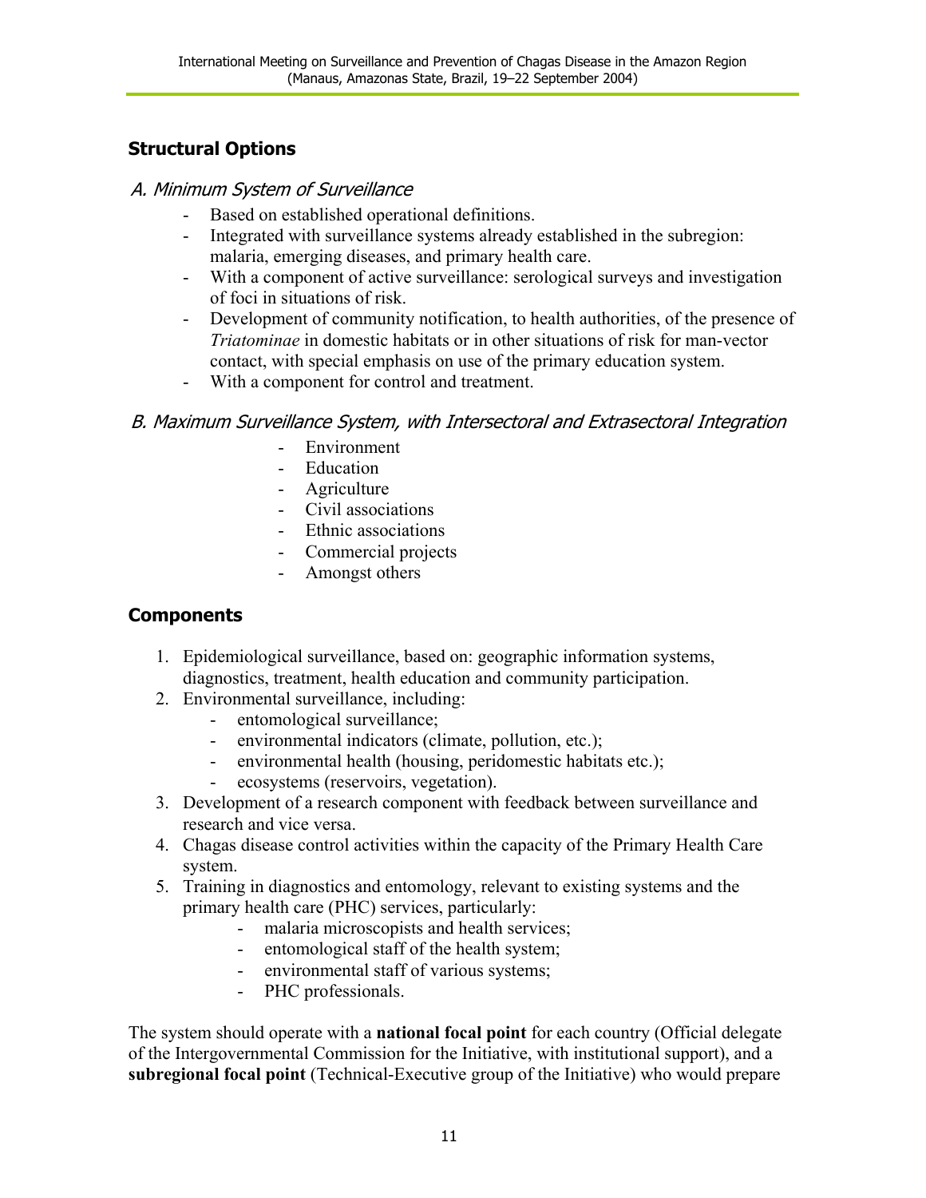## Structural Options

### *A. Minimum System of Surveillance*

- Based on established operational definitions.
- Integrated with surveillance systems already established in the subregion: malaria, emerging diseases, and primary health care.
- With a component of active surveillance: serological surveys and investigation of foci in situations of risk.
- Development of community notification, to health authorities, of the presence of *Triatominae* in domestic habitats or in other situations of risk for man-vector contact, with special emphasis on use of the primary education system.
- With a component for control and treatment.

### *B. Maximum Surveillance System, with Intersectoral and Extrasectoral Integration*

- Environment
- Education
- Agriculture
- Civil associations
- Ethnic associations
- Commercial projects
- Amongst others

## Components

1. Epidemiological surveillance, based on: geographic information systems, diagnostics, treatment, health education and community participation.
2. Environmental surveillance, including:
   - entomological surveillance;
   - environmental indicators (climate, pollution, etc.);
   - environmental health (housing, peridomestic habitats etc.);
   - ecosystems (reservoirs, vegetation).
3. Development of a research component with feedback between surveillance and research and vice versa.
4. Chagas disease control activities within the capacity of the Primary Health Care system.
5. Training in diagnostics and entomology, relevant to existing systems and the primary health care (PHC) services, particularly:
   - malaria microscopists and health services;
   - entomological staff of the health system;
   - environmental staff of various systems;
   - PHC professionals.

The system should operate with a **national focal point** for each country (Official delegate of the Intergovernmental Commission for the Initiative, with institutional support), and a **subregional focal point** (Technical-Executive group of the Initiative) who would prepare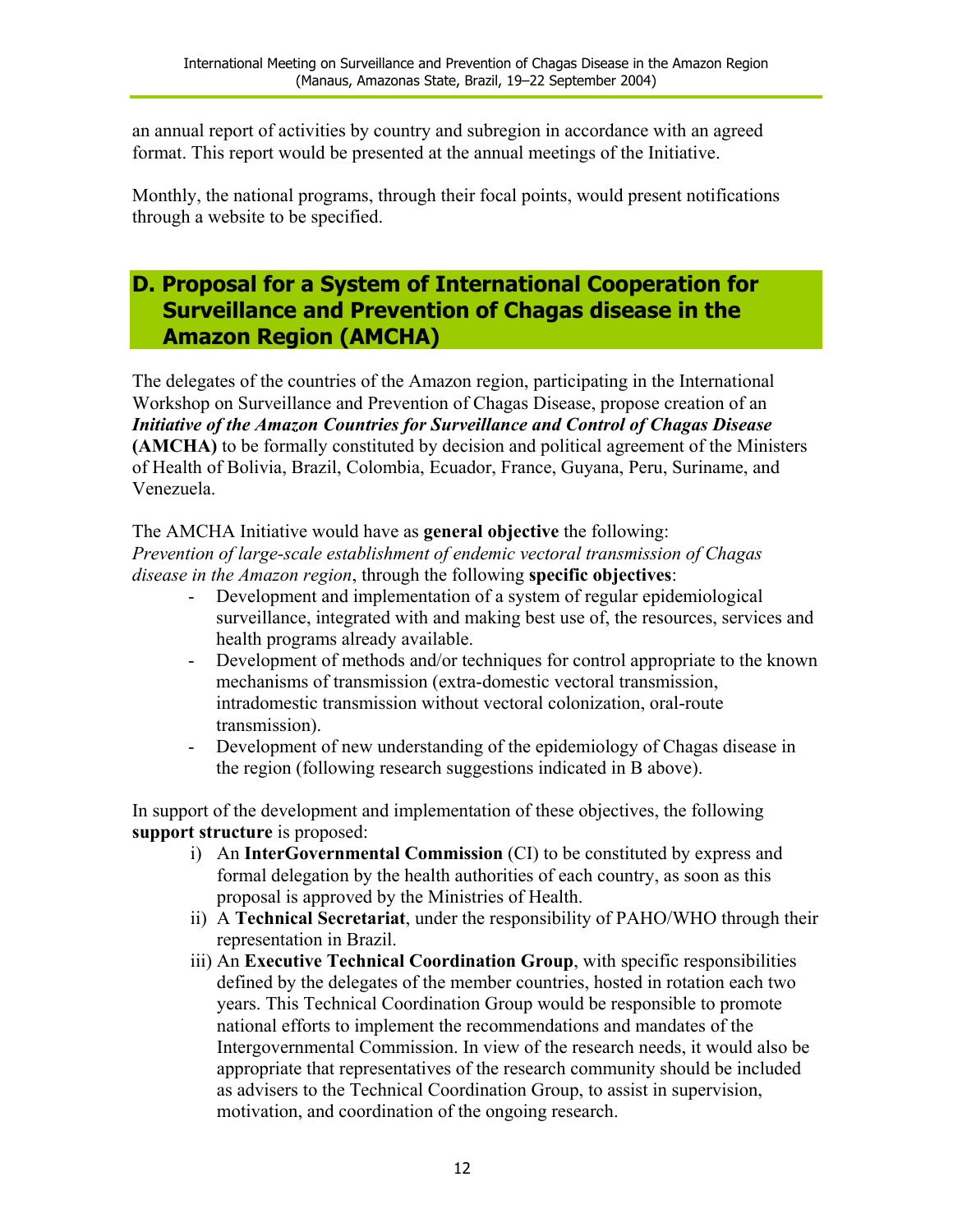an annual report of activities by country and subregion in accordance with an agreed format. This report would be presented at the annual meetings of the Initiative.

Monthly, the national programs, through their focal points, would present notifications through a website to be specified.

## D. Proposal for a System of International Cooperation for Surveillance and Prevention of Chagas disease in the Amazon Region (AMCHA)

The delegates of the countries of the Amazon region, participating in the International Workshop on Surveillance and Prevention of Chagas Disease, propose creation of an ***Initiative of the Amazon Countries for Surveillance and Control of Chagas Disease* (AMCHA)** to be formally constituted by decision and political agreement of the Ministers of Health of Bolivia, Brazil, Colombia, Ecuador, France, Guyana, Peru, Suriname, and Venezuela.

The AMCHA Initiative would have as **general objective** the following:
*Prevention of large-scale establishment of endemic vectoral transmission of Chagas disease in the Amazon region*, through the following **specific objectives**:

- Development and implementation of a system of regular epidemiological surveillance, integrated with and making best use of, the resources, services and health programs already available.
- Development of methods and/or techniques for control appropriate to the known mechanisms of transmission (extra-domestic vectoral transmission, intradomestic transmission without vectoral colonization, oral-route transmission).
- Development of new understanding of the epidemiology of Chagas disease in the region (following research suggestions indicated in B above).

In support of the development and implementation of these objectives, the following **support structure** is proposed:

i) An **InterGovernmental Commission** (CI) to be constituted by express and formal delegation by the health authorities of each country, as soon as this proposal is approved by the Ministries of Health.
ii) A **Technical Secretariat**, under the responsibility of PAHO/WHO through their representation in Brazil.
iii) An **Executive Technical Coordination Group**, with specific responsibilities defined by the delegates of the member countries, hosted in rotation each two years. This Technical Coordination Group would be responsible to promote national efforts to implement the recommendations and mandates of the Intergovernmental Commission. In view of the research needs, it would also be appropriate that representatives of the research community should be included as advisers to the Technical Coordination Group, to assist in supervision, motivation, and coordination of the ongoing research.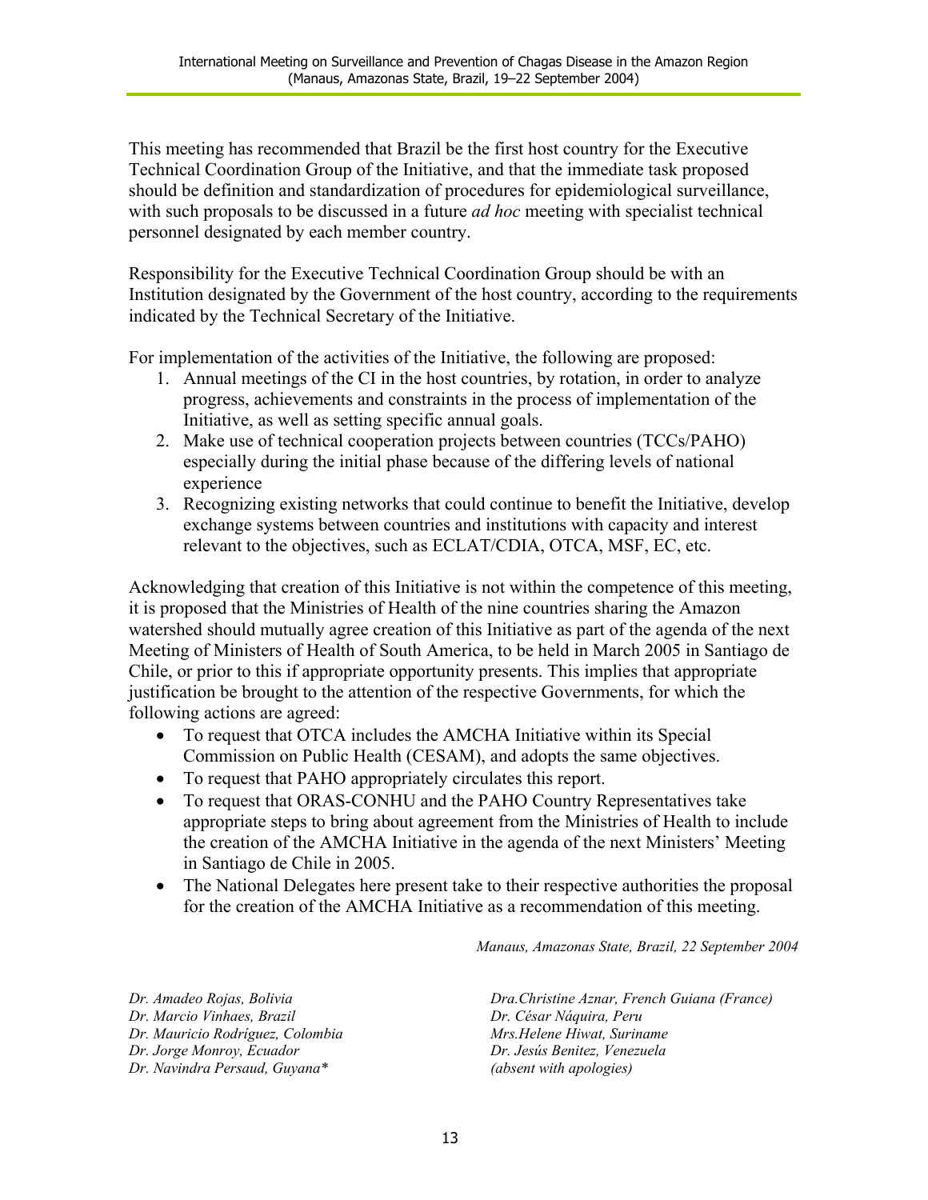This meeting has recommended that Brazil be the first host country for the Executive Technical Coordination Group of the Initiative, and that the immediate task proposed should be definition and standardization of procedures for epidemiological surveillance, with such proposals to be discussed in a future *ad hoc* meeting with specialist technical personnel designated by each member country.

Responsibility for the Executive Technical Coordination Group should be with an Institution designated by the Government of the host country, according to the requirements indicated by the Technical Secretary of the Initiative.

For implementation of the activities of the Initiative, the following are proposed:

1. Annual meetings of the CI in the host countries, by rotation, in order to analyze progress, achievements and constraints in the process of implementation of the Initiative, as well as setting specific annual goals.
2. Make use of technical cooperation projects between countries (TCCs/PAHO) especially during the initial phase because of the differing levels of national experience
3. Recognizing existing networks that could continue to benefit the Initiative, develop exchange systems between countries and institutions with capacity and interest relevant to the objectives, such as ECLAT/CDIA, OTCA, MSF, EC, etc.

Acknowledging that creation of this Initiative is not within the competence of this meeting, it is proposed that the Ministries of Health of the nine countries sharing the Amazon watershed should mutually agree creation of this Initiative as part of the agenda of the next Meeting of Ministers of Health of South America, to be held in March 2005 in Santiago de Chile, or prior to this if appropriate opportunity presents. This implies that appropriate justification be brought to the attention of the respective Governments, for which the following actions are agreed:

- To request that OTCA includes the AMCHA Initiative within its Special Commission on Public Health (CESAM), and adopts the same objectives.
- To request that PAHO appropriately circulates this report.
- To request that ORAS-CONHU and the PAHO Country Representatives take appropriate steps to bring about agreement from the Ministries of Health to include the creation of the AMCHA Initiative in the agenda of the next Ministers' Meeting in Santiago de Chile in 2005.
- The National Delegates here present take to their respective authorities the proposal for the creation of the AMCHA Initiative as a recommendation of this meeting.

*Manaus, Amazonas State, Brazil, 22 September 2004*

*Dr. Amadeo Rojas, Bolivia*
*Dr. Marcio Vinhaes, Brazil*
*Dr. Mauricio Rodríguez, Colombia*
*Dr. Jorge Monroy, Ecuador*
*Dr. Navindra Persaud, Guyana**
*Dra.Christine Aznar, French Guiana (France)*
*Dr. César Náquira, Peru*
*Mrs.Helene Hiwat, Suriname*
*Dr. Jesús Benitez, Venezuela*
*(absent with apologies)*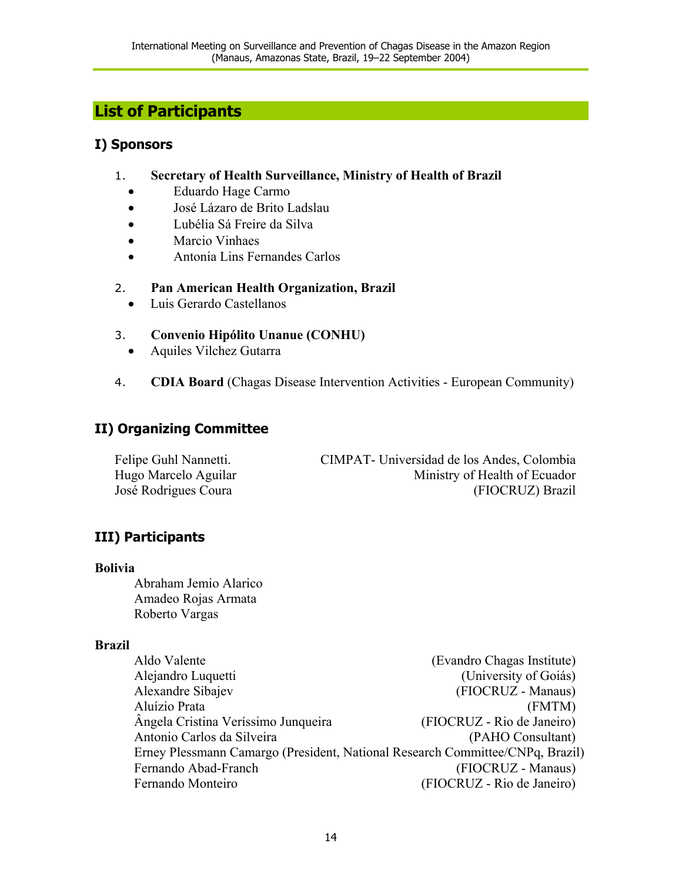## List of Participants

### I) Sponsors

1. **Secretary of Health Surveillance, Ministry of Health of Brazil**
   - Eduardo Hage Carmo
   - José Lázaro de Brito Ladslau
   - Lubélia Sá Freire da Silva
   - Marcio Vinhaes
   - Antonia Lins Fernandes Carlos

2. **Pan American Health Organization, Brazil**
   - Luis Gerardo Castellanos

3. **Convenio Hipólito Unanue (CONHU)**
   - Aquiles Vilchez Gutarra

4. **CDIA Board** (Chagas Disease Intervention Activities - European Community)

### II) Organizing Committee

| | |
|---|---|
| Felipe Guhl Nannetti. | CIMPAT- Universidad de los Andes, Colombia |
| Hugo Marcelo Aguilar | Ministry of Health of Ecuador |
| José Rodrigues Coura | (FIOCRUZ) Brazil |

### III) Participants

**Bolivia**

Abraham Jemio Alarico
Amadeo Rojas Armata
Roberto Vargas

**Brazil**

| | |
|---|---|
| Aldo Valente | (Evandro Chagas Institute) |
| Alejandro Luquetti | (University of Goiás) |
| Alexandre Sibajev | (FIOCRUZ - Manaus) |
| Aluízio Prata | (FMTM) |
| Ângela Cristina Veríssimo Junqueira | (FIOCRUZ - Rio de Janeiro) |
| Antonio Carlos da Silveira | (PAHO Consultant) |
| Erney Plessmann Camargo (President, National Research Committee/CNPq, Brazil) | |
| Fernando Abad-Franch | (FIOCRUZ - Manaus) |
| Fernando Monteiro | (FIOCRUZ - Rio de Janeiro) |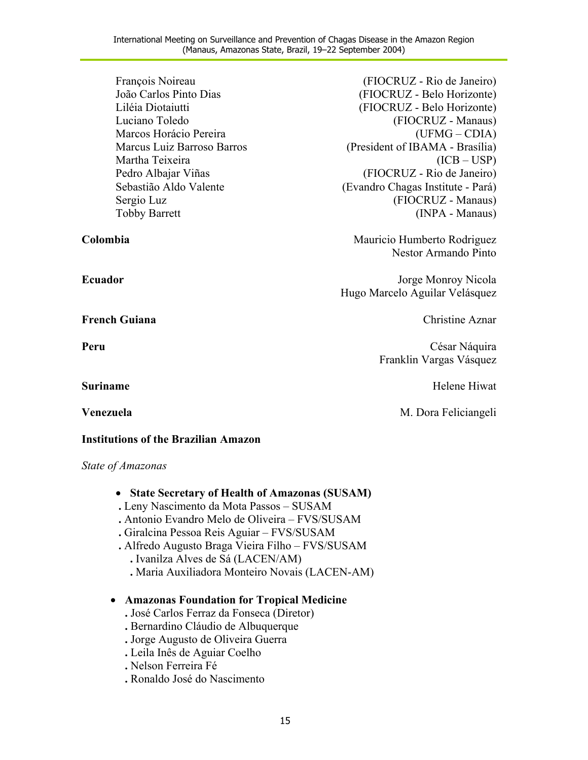François Noireau (FIOCRUZ - Rio de Janeiro)
João Carlos Pinto Dias (FIOCRUZ - Belo Horizonte)
Liléia Diotaiutti (FIOCRUZ - Belo Horizonte)
Luciano Toledo (FIOCRUZ - Manaus)
Marcos Horácio Pereira (UFMG – CDIA)
Marcus Luiz Barroso Barros (President of IBAMA - Brasília)
Martha Teixeira (ICB – USP)
Pedro Albajar Viñas (FIOCRUZ - Rio de Janeiro)
Sebastião Aldo Valente (Evandro Chagas Institute - Pará)
Sergio Luz (FIOCRUZ - Manaus)
Tobby Barrett (INPA - Manaus)

**Colombia** Mauricio Humberto Rodriguez
Nestor Armando Pinto

**Ecuador** Jorge Monroy Nicola
Hugo Marcelo Aguilar Velásquez

**French Guiana** Christine Aznar

**Peru** César Náquira
Franklin Vargas Vásquez

**Suriname** Helene Hiwat

**Venezuela** M. Dora Feliciangeli

**Institutions of the Brazilian Amazon**

*State of Amazonas*

- **State Secretary of Health of Amazonas (SUSAM)**
  - Leny Nascimento da Mota Passos – SUSAM
  - Antonio Evandro Melo de Oliveira – FVS/SUSAM
  - Giralcina Pessoa Reis Aguiar – FVS/SUSAM
  - Alfredo Augusto Braga Vieira Filho – FVS/SUSAM
    - Ivanilza Alves de Sá (LACEN/AM)
    - Maria Auxiliadora Monteiro Novais (LACEN-AM)

- **Amazonas Foundation for Tropical Medicine**
  - José Carlos Ferraz da Fonseca (Diretor)
  - Bernardino Cláudio de Albuquerque
  - Jorge Augusto de Oliveira Guerra
  - Leila Inês de Aguiar Coelho
  - Nelson Ferreira Fé
  - Ronaldo José do Nascimento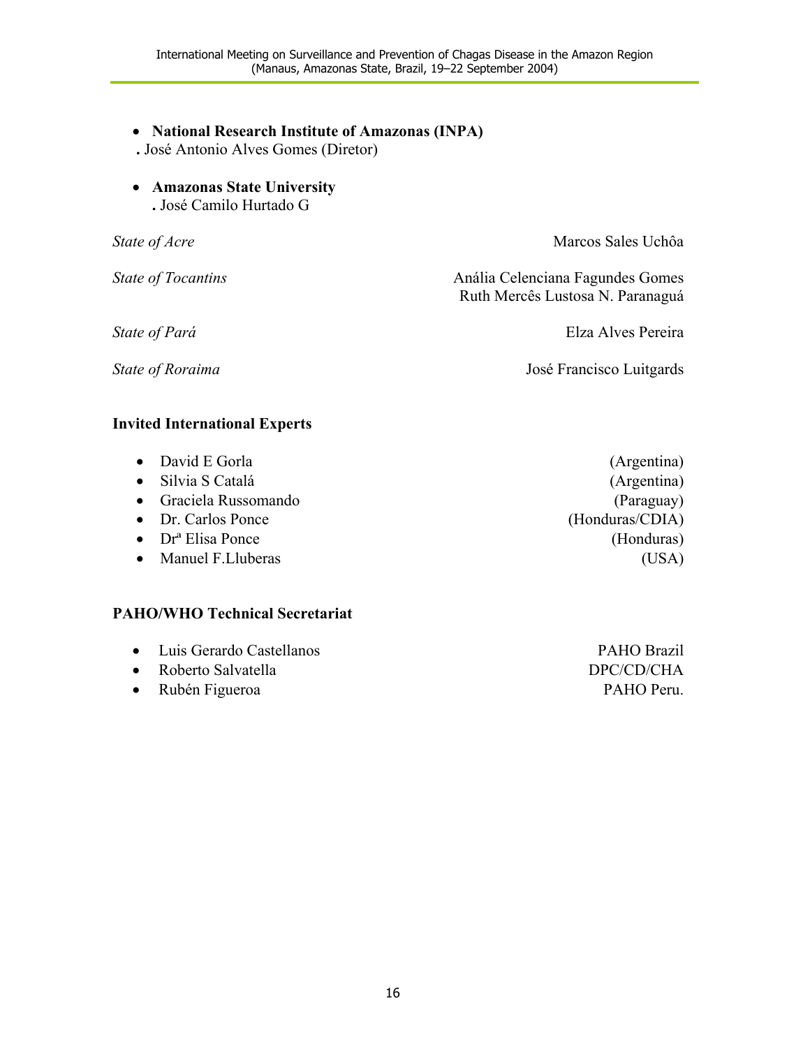- **National Research Institute of Amazonas (INPA)**

  . José Antonio Alves Gomes (Diretor)

- **Amazonas State University**

  . José Camilo Hurtado G

| | |
|---|---|
| *State of Acre* | Marcos Sales Uchôa |
| *State of Tocantins* | Anália Celenciana Fagundes Gomes<br>Ruth Mercês Lustosa N. Paranaguá |
| *State of Pará* | Elza Alves Pereira |
| *State of Roraima* | José Francisco Luitgards |

**Invited International Experts**

| | |
|---|---|
| • David E Gorla | (Argentina) |
| • Silvia S Catalá | (Argentina) |
| • Graciela Russomando | (Paraguay) |
| • Dr. Carlos Ponce | (Honduras/CDIA) |
| • Drª Elisa Ponce | (Honduras) |
| • Manuel F.Lluberas | (USA) |

**PAHO/WHO Technical Secretariat**

| | |
|---|---|
| • Luis Gerardo Castellanos | PAHO Brazil |
| • Roberto Salvatella | DPC/CD/CHA |
| • Rubén Figueroa | PAHO Peru. |